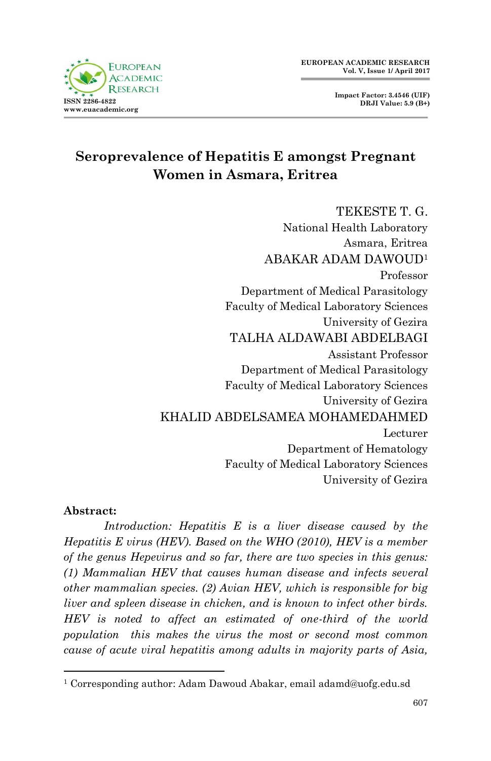# Seroprevalence of Hepatitis E amongst Pregnant Women in Asmara, Eritrea

TEKESTE T. G.
National Health Laboratory
Asmara, Eritrea

ABAKAR ADAM DAWOUD[1]
Professor
Department of Medical Parasitology
Faculty of Medical Laboratory Sciences
University of Gezira

TALHA ALDAWABI ABDELBAGI
Assistant Professor
Department of Medical Parasitology
Faculty of Medical Laboratory Sciences
University of Gezira

KHALID ABDELSAMEA MOHAMEDAHMED
Lecturer
Department of Hematology
Faculty of Medical Laboratory Sciences
University of Gezira

**Abstract:**

*Introduction: Hepatitis E is a liver disease caused by the Hepatitis E virus (HEV). Based on the WHO (2010), HEV is a member of the genus Hepevirus and so far, there are two species in this genus: (1) Mammalian HEV that causes human disease and infects several other mammalian species. (2) Avian HEV, which is responsible for big liver and spleen disease in chicken, and is known to infect other birds. HEV is noted to affect an estimated of one-third of the world population this makes the virus the most or second most common cause of acute viral hepatitis among adults in majority parts of Asia,*

---

[1] Corresponding author: Adam Dawoud Abakar, email adamd@uofg.edu.sd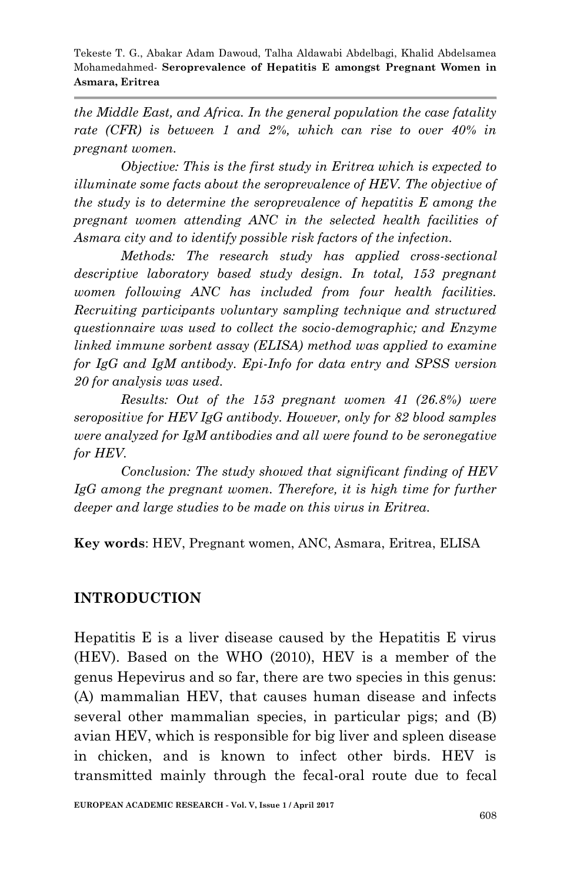*the Middle East, and Africa. In the general population the case fatality rate (CFR) is between 1 and 2%, which can rise to over 40% in pregnant women.*

*Objective: This is the first study in Eritrea which is expected to illuminate some facts about the seroprevalence of HEV. The objective of the study is to determine the seroprevalence of hepatitis E among the pregnant women attending ANC in the selected health facilities of Asmara city and to identify possible risk factors of the infection.*

*Methods: The research study has applied cross-sectional descriptive laboratory based study design. In total, 153 pregnant women following ANC has included from four health facilities. Recruiting participants voluntary sampling technique and structured questionnaire was used to collect the socio-demographic; and Enzyme linked immune sorbent assay (ELISA) method was applied to examine for IgG and IgM antibody. Epi-Info for data entry and SPSS version 20 for analysis was used.*

*Results: Out of the 153 pregnant women 41 (26.8%) were seropositive for HEV IgG antibody. However, only for 82 blood samples were analyzed for IgM antibodies and all were found to be seronegative for HEV.*

*Conclusion: The study showed that significant finding of HEV IgG among the pregnant women. Therefore, it is high time for further deeper and large studies to be made on this virus in Eritrea.*

**Key words**: HEV, Pregnant women, ANC, Asmara, Eritrea, ELISA

## INTRODUCTION

Hepatitis E is a liver disease caused by the Hepatitis E virus (HEV). Based on the WHO (2010), HEV is a member of the genus Hepevirus and so far, there are two species in this genus: (A) mammalian HEV, that causes human disease and infects several other mammalian species, in particular pigs; and (B) avian HEV, which is responsible for big liver and spleen disease in chicken, and is known to infect other birds. HEV is transmitted mainly through the fecal-oral route due to fecal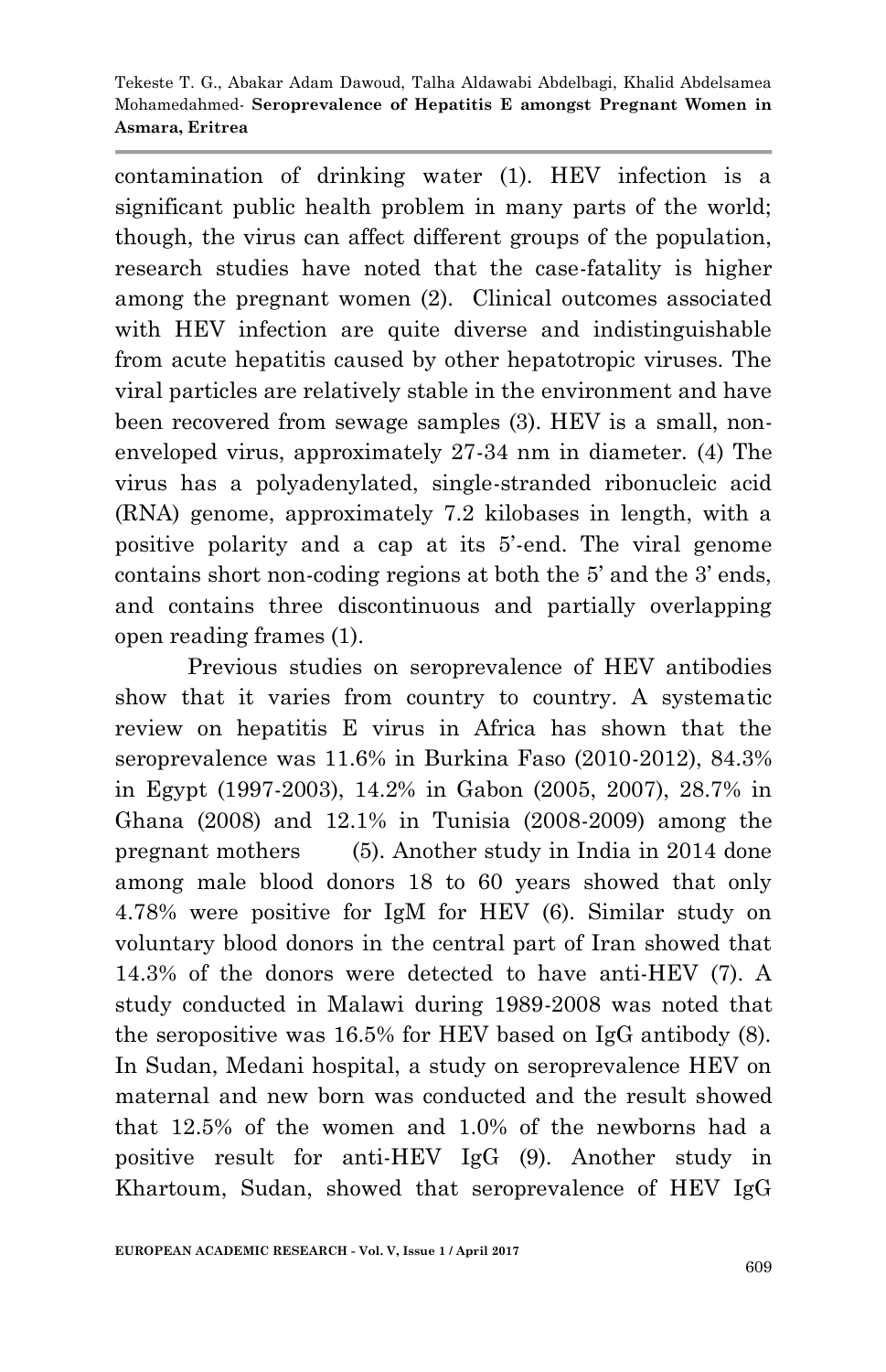contamination of drinking water (1). HEV infection is a significant public health problem in many parts of the world; though, the virus can affect different groups of the population, research studies have noted that the case-fatality is higher among the pregnant women (2). Clinical outcomes associated with HEV infection are quite diverse and indistinguishable from acute hepatitis caused by other hepatotropic viruses. The viral particles are relatively stable in the environment and have been recovered from sewage samples (3). HEV is a small, non-enveloped virus, approximately 27-34 nm in diameter. (4) The virus has a polyadenylated, single-stranded ribonucleic acid (RNA) genome, approximately 7.2 kilobases in length, with a positive polarity and a cap at its 5'-end. The viral genome contains short non-coding regions at both the 5' and the 3' ends, and contains three discontinuous and partially overlapping open reading frames (1).

Previous studies on seroprevalence of HEV antibodies show that it varies from country to country. A systematic review on hepatitis E virus in Africa has shown that the seroprevalence was 11.6% in Burkina Faso (2010-2012), 84.3% in Egypt (1997-2003), 14.2% in Gabon (2005, 2007), 28.7% in Ghana (2008) and 12.1% in Tunisia (2008-2009) among the pregnant mothers (5). Another study in India in 2014 done among male blood donors 18 to 60 years showed that only 4.78% were positive for IgM for HEV (6). Similar study on voluntary blood donors in the central part of Iran showed that 14.3% of the donors were detected to have anti-HEV (7). A study conducted in Malawi during 1989-2008 was noted that the seropositive was 16.5% for HEV based on IgG antibody (8). In Sudan, Medani hospital, a study on seroprevalence HEV on maternal and new born was conducted and the result showed that 12.5% of the women and 1.0% of the newborns had a positive result for anti-HEV IgG (9). Another study in Khartoum, Sudan, showed that seroprevalence of HEV IgG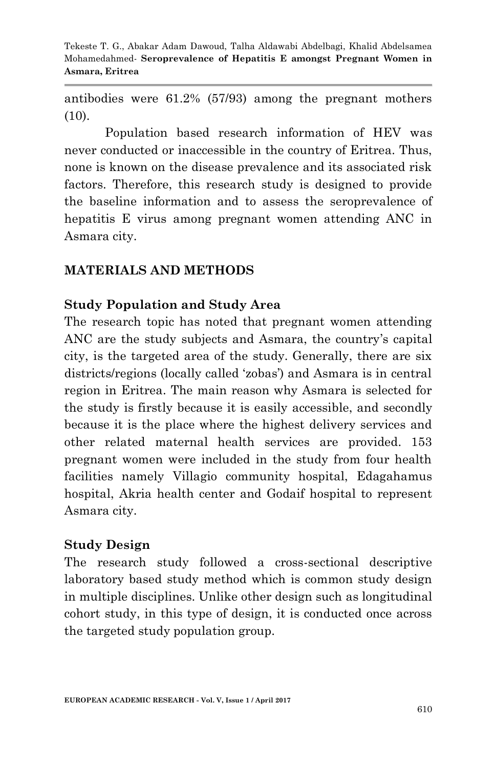antibodies were 61.2% (57/93) among the pregnant mothers (10).

Population based research information of HEV was never conducted or inaccessible in the country of Eritrea. Thus, none is known on the disease prevalence and its associated risk factors. Therefore, this research study is designed to provide the baseline information and to assess the seroprevalence of hepatitis E virus among pregnant women attending ANC in Asmara city.

## MATERIALS AND METHODS

### Study Population and Study Area

The research topic has noted that pregnant women attending ANC are the study subjects and Asmara, the country's capital city, is the targeted area of the study. Generally, there are six districts/regions (locally called 'zobas') and Asmara is in central region in Eritrea. The main reason why Asmara is selected for the study is firstly because it is easily accessible, and secondly because it is the place where the highest delivery services and other related maternal health services are provided. 153 pregnant women were included in the study from four health facilities namely Villagio community hospital, Edagahamus hospital, Akria health center and Godaif hospital to represent Asmara city.

### Study Design

The research study followed a cross-sectional descriptive laboratory based study method which is common study design in multiple disciplines. Unlike other design such as longitudinal cohort study, in this type of design, it is conducted once across the targeted study population group.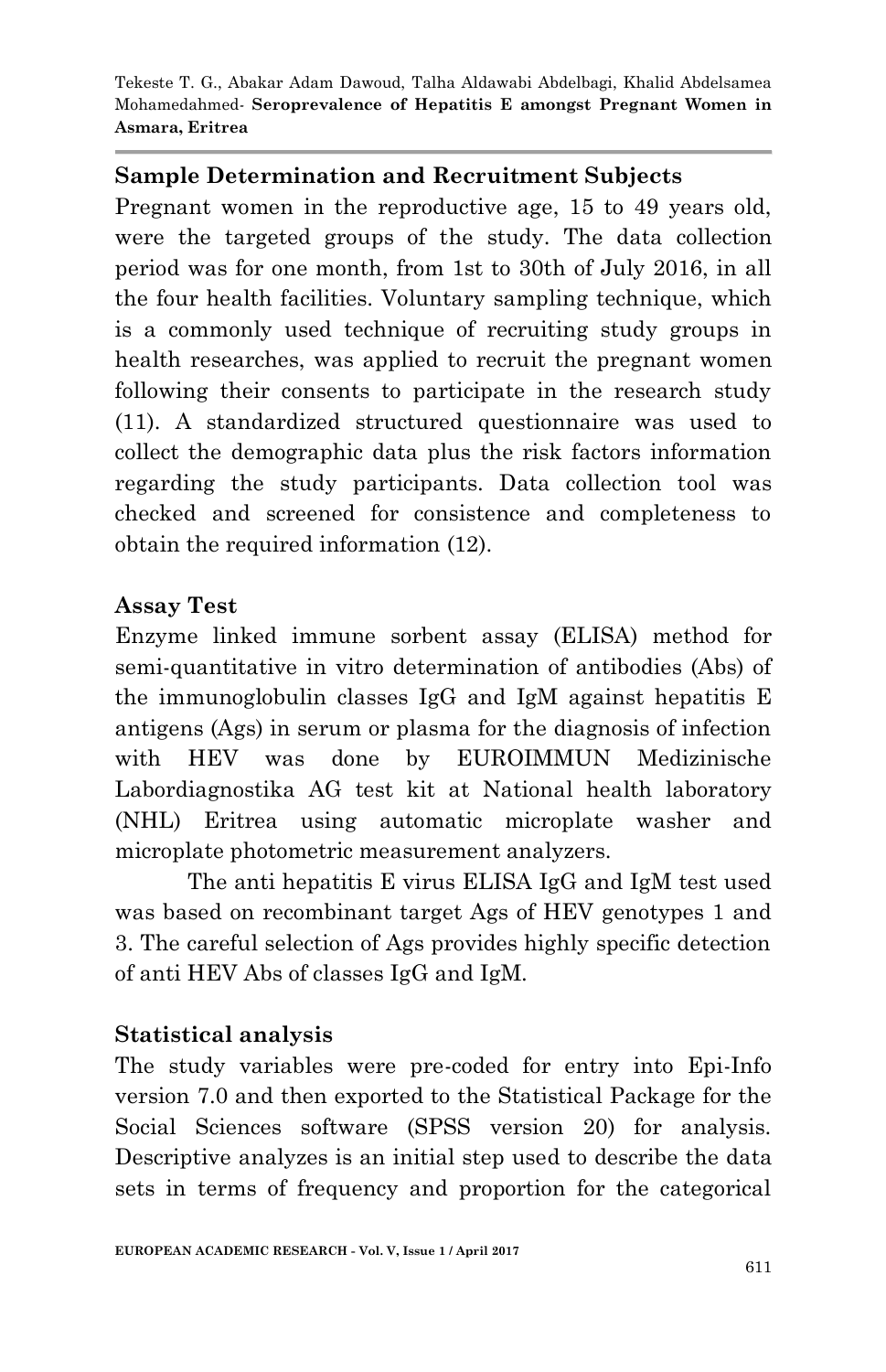### Sample Determination and Recruitment Subjects

Pregnant women in the reproductive age, 15 to 49 years old, were the targeted groups of the study. The data collection period was for one month, from 1st to 30th of July 2016, in all the four health facilities. Voluntary sampling technique, which is a commonly used technique of recruiting study groups in health researches, was applied to recruit the pregnant women following their consents to participate in the research study (11). A standardized structured questionnaire was used to collect the demographic data plus the risk factors information regarding the study participants. Data collection tool was checked and screened for consistence and completeness to obtain the required information (12).

### Assay Test

Enzyme linked immune sorbent assay (ELISA) method for semi-quantitative in vitro determination of antibodies (Abs) of the immunoglobulin classes IgG and IgM against hepatitis E antigens (Ags) in serum or plasma for the diagnosis of infection with HEV was done by EUROIMMUN Medizinische Labordiagnostika AG test kit at National health laboratory (NHL) Eritrea using automatic microplate washer and microplate photometric measurement analyzers.

The anti hepatitis E virus ELISA IgG and IgM test used was based on recombinant target Ags of HEV genotypes 1 and 3. The careful selection of Ags provides highly specific detection of anti HEV Abs of classes IgG and IgM.

### Statistical analysis

The study variables were pre-coded for entry into Epi-Info version 7.0 and then exported to the Statistical Package for the Social Sciences software (SPSS version 20) for analysis. Descriptive analyzes is an initial step used to describe the data sets in terms of frequency and proportion for the categorical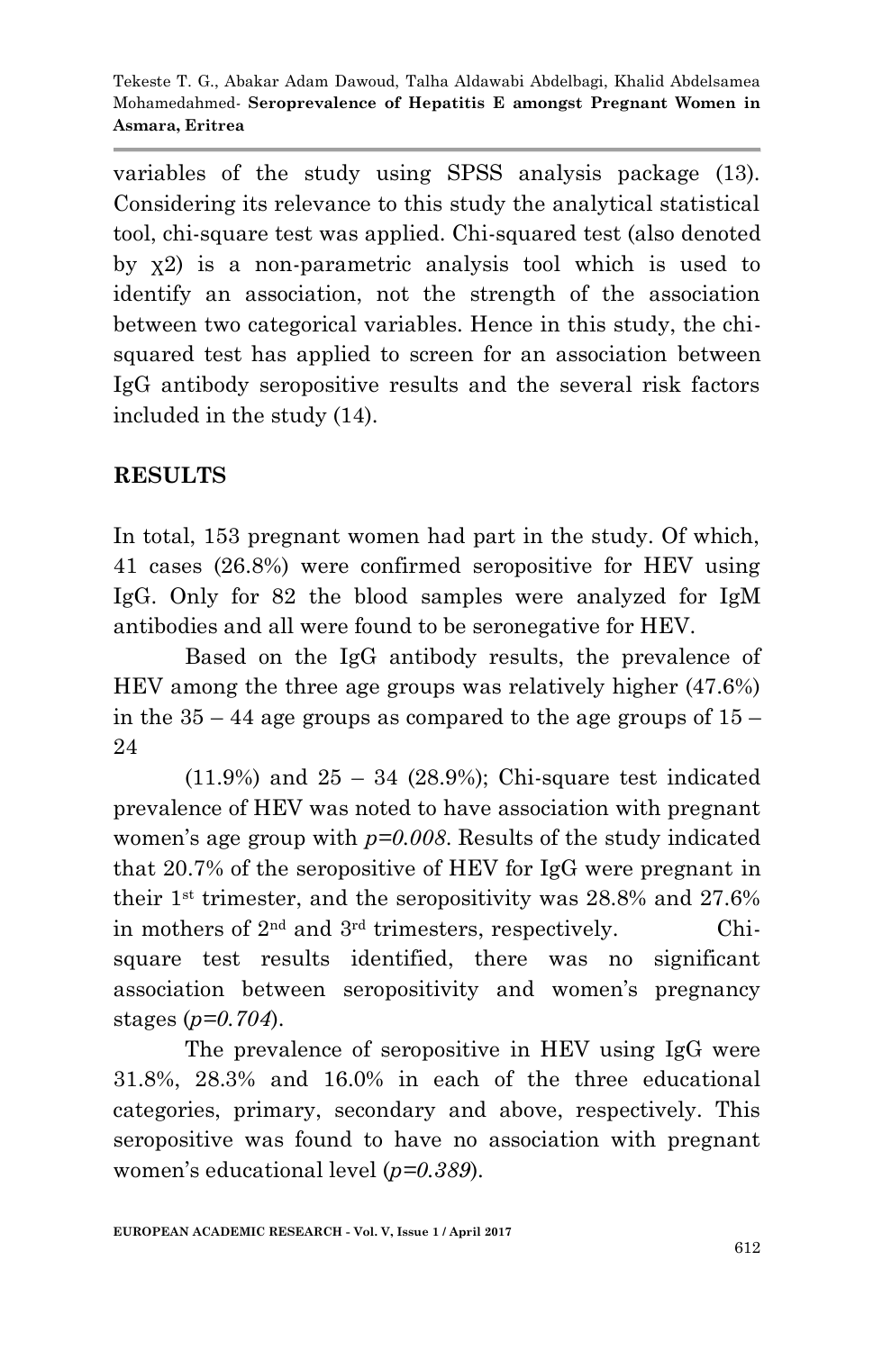variables of the study using SPSS analysis package (13). Considering its relevance to this study the analytical statistical tool, chi-square test was applied. Chi-squared test (also denoted by $\chi 2$) is a non-parametric analysis tool which is used to identify an association, not the strength of the association between two categorical variables. Hence in this study, the chi-squared test has applied to screen for an association between IgG antibody seropositive results and the several risk factors included in the study (14).

## RESULTS

In total, 153 pregnant women had part in the study. Of which, 41 cases (26.8%) were confirmed seropositive for HEV using IgG. Only for 82 the blood samples were analyzed for IgM antibodies and all were found to be seronegative for HEV.

Based on the IgG antibody results, the prevalence of HEV among the three age groups was relatively higher (47.6%) in the 35 – 44 age groups as compared to the age groups of 15 – 24

(11.9%) and 25 – 34 (28.9%); Chi-square test indicated prevalence of HEV was noted to have association with pregnant women's age group with $p=0.008$. Results of the study indicated that 20.7% of the seropositive of HEV for IgG were pregnant in their 1st trimester, and the seropositivity was 28.8% and 27.6% in mothers of 2nd and 3rd trimesters, respectively. Chi-square test results identified, there was no significant association between seropositivity and women's pregnancy stages ($p=0.704$).

The prevalence of seropositive in HEV using IgG were 31.8%, 28.3% and 16.0% in each of the three educational categories, primary, secondary and above, respectively. This seropositive was found to have no association with pregnant women's educational level ($p=0.389$).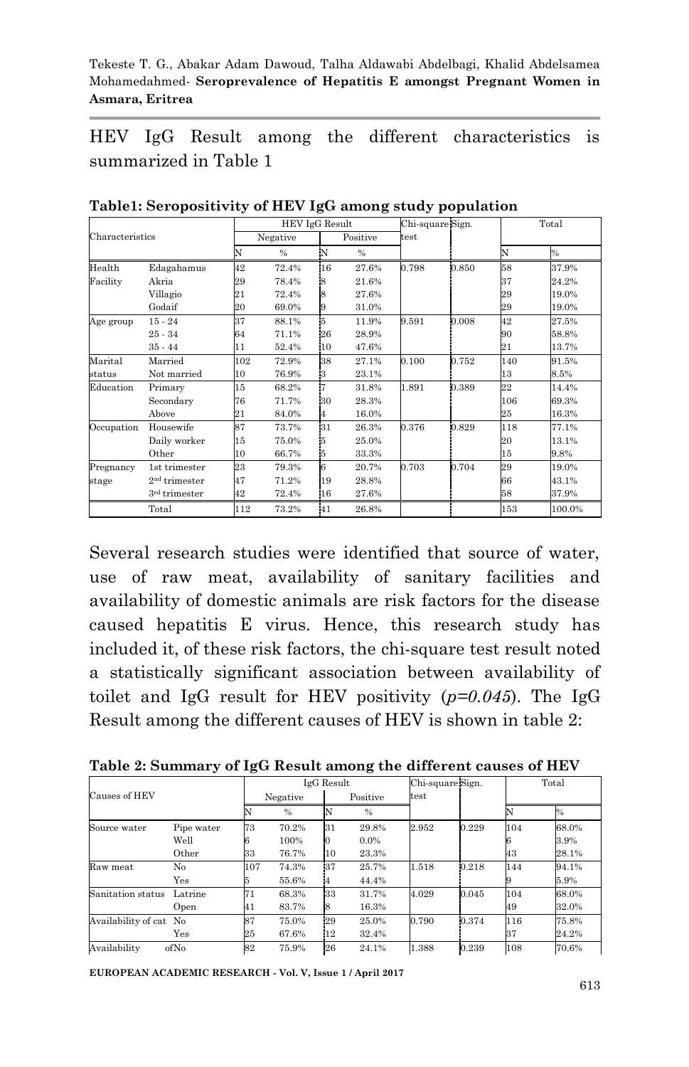HEV IgG Result among the different characteristics is summarized in Table 1

**Table1: Seropositivity of HEV IgG among study population**

| Characteristics | | HEV IgG Result | | | | Chi-square test | Sign. | Total | |
|---|---|---|---|---|---|---|---|---|---|
| | | Negative | | Positive | | | | | |
| | | N | % | N | % | | | N | % |
| Health Facility | Edagahamus | 42 | 72.4% | 16 | 27.6% | 0.798 | 0.850 | 58 | 37.9% |
| | Akria | 29 | 78.4% | 8 | 21.6% | | | 37 | 24.2% |
| | Villagio | 21 | 72.4% | 8 | 27.6% | | | 29 | 19.0% |
| | Godaif | 20 | 69.0% | 9 | 31.0% | | | 29 | 19.0% |
| Age group | 15 - 24 | 37 | 88.1% | 5 | 11.9% | 9.591 | 0.008 | 42 | 27.5% |
| | 25 - 34 | 64 | 71.1% | 26 | 28.9% | | | 90 | 58.8% |
| | 35 - 44 | 11 | 52.4% | 10 | 47.6% | | | 21 | 13.7% |
| Marital status | Married | 102 | 72.9% | 38 | 27.1% | 0.100 | 0.752 | 140 | 91.5% |
| | Not married | 10 | 76.9% | 3 | 23.1% | | | 13 | 8.5% |
| Education | Primary | 15 | 68.2% | 7 | 31.8% | 1.891 | 0.389 | 22 | 14.4% |
| | Secondary | 76 | 71.7% | 30 | 28.3% | | | 106 | 69.3% |
| | Above | 21 | 84.0% | 4 | 16.0% | | | 25 | 16.3% |
| Occupation | Housewife | 87 | 73.7% | 31 | 26.3% | 0.376 | 0.829 | 118 | 77.1% |
| | Daily worker | 15 | 75.0% | 5 | 25.0% | | | 20 | 13.1% |
| | Other | 10 | 66.7% | 5 | 33.3% | | | 15 | 9.8% |
| Pregnancy stage | 1st trimester | 23 | 79.3% | 6 | 20.7% | 0.703 | 0.704 | 29 | 19.0% |
| | 2nd trimester | 47 | 71.2% | 19 | 28.8% | | | 66 | 43.1% |
| | 3rd trimester | 42 | 72.4% | 16 | 27.6% | | | 58 | 37.9% |
| | Total | 112 | 73.2% | 41 | 26.8% | | | 153 | 100.0% |

Several research studies were identified that source of water, use of raw meat, availability of sanitary facilities and availability of domestic animals are risk factors for the disease caused hepatitis E virus. Hence, this research study has included it, of these risk factors, the chi-square test result noted a statistically significant association between availability of toilet and IgG result for HEV positivity (*p=0.045*). The IgG Result among the different causes of HEV is shown in table 2:

**Table 2: Summary of IgG Result among the different causes of HEV**

| Causes of HEV | | IgG Result | | | | Chi-square test | Sign. | Total | |
|---|---|---|---|---|---|---|---|---|---|
| | | Negative | | Positive | | | | | |
| | | N | % | N | % | | | N | % |
| Source water | Pipe water | 73 | 70.2% | 31 | 29.8% | 2.952 | 0.229 | 104 | 68.0% |
| | Well | 6 | 100% | 0 | 0.0% | | | 6 | 3.9% |
| | Other | 33 | 76.7% | 10 | 23.3% | | | 43 | 28.1% |
| Raw meat | No | 107 | 74.3% | 37 | 25.7% | 1.518 | 0.218 | 144 | 94.1% |
| | Yes | 5 | 55.6% | 4 | 44.4% | | | 9 | 5.9% |
| Sanitation status | Latrine | 71 | 68.3% | 33 | 31.7% | 4.029 | 0.045 | 104 | 68.0% |
| | Open | 41 | 83.7% | 8 | 16.3% | | | 49 | 32.0% |
| Availability of cat | No | 87 | 75.0% | 29 | 25.0% | 0.790 | 0.374 | 116 | 75.8% |
| | Yes | 25 | 67.6% | 12 | 32.4% | | | 37 | 24.2% |
| Availability of | No | 82 | 75.9% | 26 | 24.1% | 1.388 | 0.239 | 108 | 70.6% |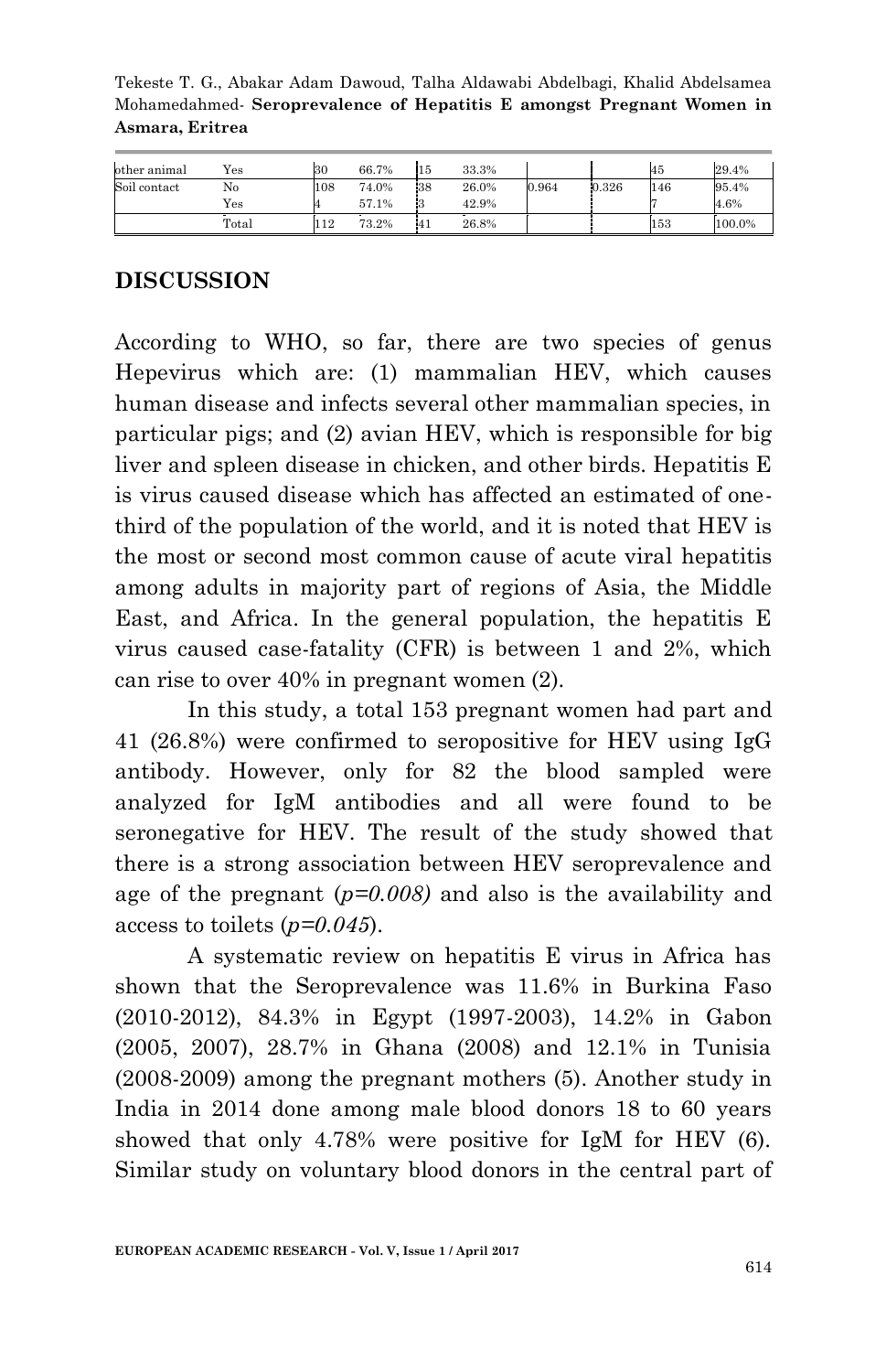| other animal | Yes | 30 | 66.7% | 15 | 33.3% | | | 45 | 29.4% |
|---|---|---|---|---|---|---|---|---|---|
| Soil contact | No | 108 | 74.0% | 38 | 26.0% | 0.964 | 0.326 | 146 | 95.4% |
| | Yes | 4 | 57.1% | 3 | 42.9% | | | 7 | 4.6% |
| | Total | 112 | 73.2% | 41 | 26.8% | | | 153 | 100.0% |

## DISCUSSION

According to WHO, so far, there are two species of genus Hepevirus which are: (1) mammalian HEV, which causes human disease and infects several other mammalian species, in particular pigs; and (2) avian HEV, which is responsible for big liver and spleen disease in chicken, and other birds. Hepatitis E is virus caused disease which has affected an estimated of one-third of the population of the world, and it is noted that HEV is the most or second most common cause of acute viral hepatitis among adults in majority part of regions of Asia, the Middle East, and Africa. In the general population, the hepatitis E virus caused case-fatality (CFR) is between 1 and 2%, which can rise to over 40% in pregnant women (2).

In this study, a total 153 pregnant women had part and 41 (26.8%) were confirmed to seropositive for HEV using IgG antibody. However, only for 82 the blood sampled were analyzed for IgM antibodies and all were found to be seronegative for HEV. The result of the study showed that there is a strong association between HEV seroprevalence and age of the pregnant (*p=0.008*) and also is the availability and access to toilets (*p=0.045*).

A systematic review on hepatitis E virus in Africa has shown that the Seroprevalence was 11.6% in Burkina Faso (2010-2012), 84.3% in Egypt (1997-2003), 14.2% in Gabon (2005, 2007), 28.7% in Ghana (2008) and 12.1% in Tunisia (2008-2009) among the pregnant mothers (5). Another study in India in 2014 done among male blood donors 18 to 60 years showed that only 4.78% were positive for IgM for HEV (6). Similar study on voluntary blood donors in the central part of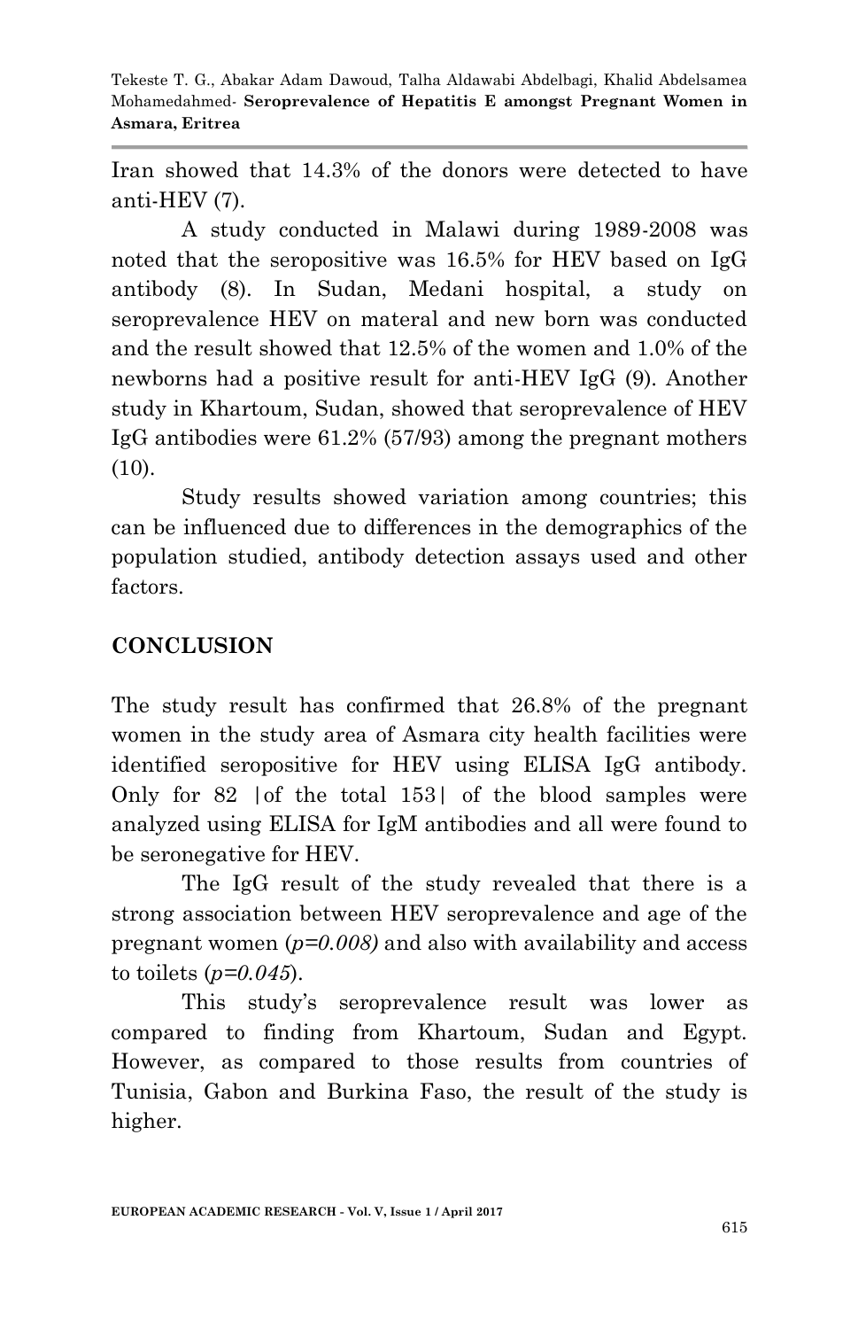Iran showed that 14.3% of the donors were detected to have anti-HEV (7).

A study conducted in Malawi during 1989-2008 was noted that the seropositive was 16.5% for HEV based on IgG antibody (8). In Sudan, Medani hospital, a study on seroprevalence HEV on materal and new born was conducted and the result showed that 12.5% of the women and 1.0% of the newborns had a positive result for anti-HEV IgG (9). Another study in Khartoum, Sudan, showed that seroprevalence of HEV IgG antibodies were 61.2% (57/93) among the pregnant mothers (10).

Study results showed variation among countries; this can be influenced due to differences in the demographics of the population studied, antibody detection assays used and other factors.

## CONCLUSION

The study result has confirmed that 26.8% of the pregnant women in the study area of Asmara city health facilities were identified seropositive for HEV using ELISA IgG antibody. Only for 82 |of the total 153| of the blood samples were analyzed using ELISA for IgM antibodies and all were found to be seronegative for HEV.

The IgG result of the study revealed that there is a strong association between HEV seroprevalence and age of the pregnant women (*p=0.008)* and also with availability and access to toilets (*p=0.045*).

This study's seroprevalence result was lower as compared to finding from Khartoum, Sudan and Egypt. However, as compared to those results from countries of Tunisia, Gabon and Burkina Faso, the result of the study is higher.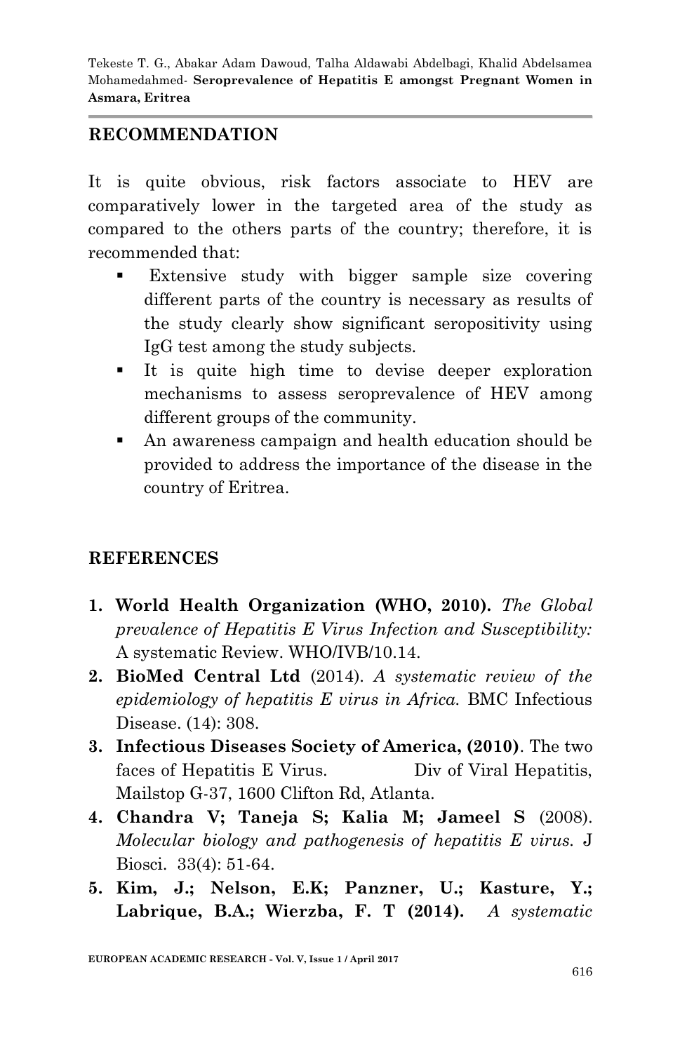## RECOMMENDATION

It is quite obvious, risk factors associate to HEV are comparatively lower in the targeted area of the study as compared to the others parts of the country; therefore, it is recommended that:

- Extensive study with bigger sample size covering different parts of the country is necessary as results of the study clearly show significant seropositivity using IgG test among the study subjects.
- It is quite high time to devise deeper exploration mechanisms to assess seroprevalence of HEV among different groups of the community.
- An awareness campaign and health education should be provided to address the importance of the disease in the country of Eritrea.

## REFERENCES

1. **World Health Organization (WHO, 2010).** *The Global prevalence of Hepatitis E Virus Infection and Susceptibility:* A systematic Review. WHO/IVB/10.14.
2. **BioMed Central Ltd** (2014). *A systematic review of the epidemiology of hepatitis E virus in Africa.* BMC Infectious Disease. (14): 308.
3. **Infectious Diseases Society of America, (2010)**. The two faces of Hepatitis E Virus. Div of Viral Hepatitis, Mailstop G-37, 1600 Clifton Rd, Atlanta.
4. **Chandra V; Taneja S; Kalia M; Jameel S** (2008). *Molecular biology and pathogenesis of hepatitis E virus.* J Biosci. 33(4): 51-64.
5. **Kim, J.; Nelson, E.K; Panzner, U.; Kasture, Y.; Labrique, B.A.; Wierzba, F. T (2014).** *A systematic*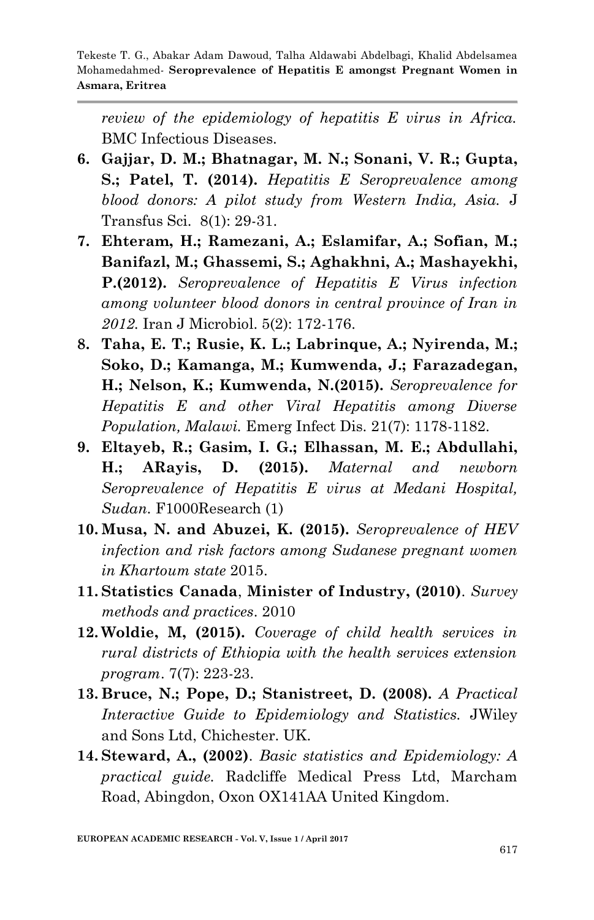*review of the epidemiology of hepatitis E virus in Africa.* BMC Infectious Diseases.

6. **Gajjar, D. M.; Bhatnagar, M. N.; Sonani, V. R.; Gupta, S.; Patel, T. (2014).** *Hepatitis E Seroprevalence among blood donors: A pilot study from Western India, Asia.* J Transfus Sci. 8(1): 29-31.
7. **Ehteram, H.; Ramezani, A.; Eslamifar, A.; Sofian, M.; Banifazl, M.; Ghassemi, S.; Aghakhni, A.; Mashayekhi, P.(2012).** *Seroprevalence of Hepatitis E Virus infection among volunteer blood donors in central province of Iran in 2012.* Iran J Microbiol. 5(2): 172-176.
8. **Taha, E. T.; Rusie, K. L.; Labrinque, A.; Nyirenda, M.; Soko, D.; Kamanga, M.; Kumwenda, J.; Farazadegan, H.; Nelson, K.; Kumwenda, N.(2015).** *Seroprevalence for Hepatitis E and other Viral Hepatitis among Diverse Population, Malawi.* Emerg Infect Dis. 21(7): 1178-1182.
9. **Eltayeb, R.; Gasim, I. G.; Elhassan, M. E.; Abdullahi, H.; ARayis, D. (2015).** *Maternal and newborn Seroprevalence of Hepatitis E virus at Medani Hospital, Sudan.* F1000Research (1)
10. **Musa, N. and Abuzei, K. (2015).** *Seroprevalence of HEV infection and risk factors among Sudanese pregnant women in Khartoum state* 2015.
11. **Statistics Canada**, **Minister of Industry, (2010)**. *Survey methods and practices*. 2010
12. **Woldie, M, (2015).** *Coverage of child health services in rural districts of Ethiopia with the health services extension program*. 7(7): 223-23.
13. **Bruce, N.; Pope, D.; Stanistreet, D. (2008).** *A Practical Interactive Guide to Epidemiology and Statistics.* JWiley and Sons Ltd, Chichester. UK.
14. **Steward, A., (2002)**. *Basic statistics and Epidemiology: A practical guide.* Radcliffe Medical Press Ltd, Marcham Road, Abingdon, Oxon OX141AA United Kingdom.